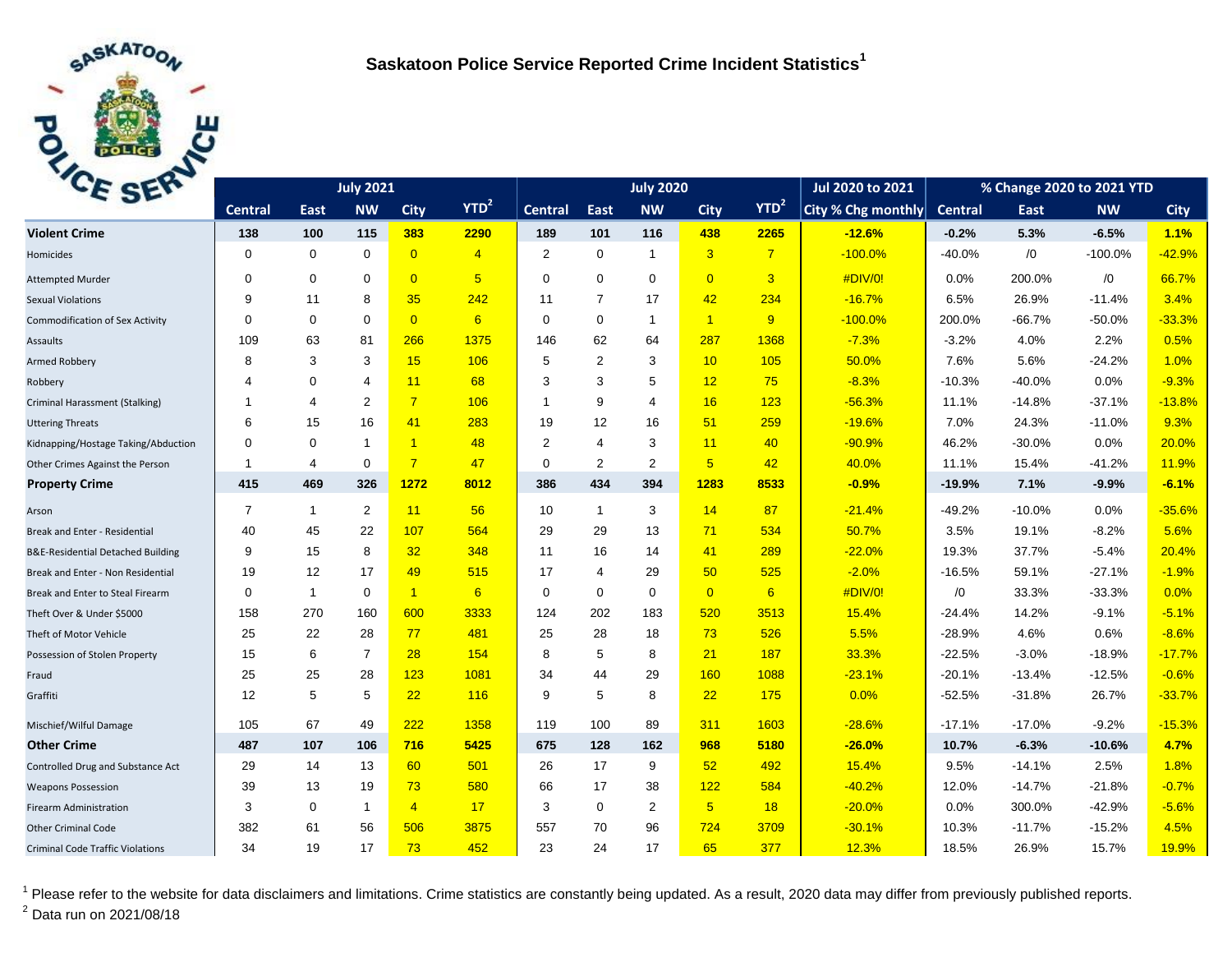# Saskatoon Police Service Reported Crime Incident Statistics[1]

| | July 2021 | | | | | July 2020 | | | | | Jul 2020 to 2021 | % Change 2020 to 2021 YTD | | | |
|---|---|---|---|---|---|---|---|---|---|---|---|---|---|---|---|
| | Central | East | NW | City | YTD[2] | Central | East | NW | City | YTD[2] | City % Chg monthly | Central | East | NW | City |
| **Violent Crime** | **138** | **100** | **115** | **383** | **2290** | **189** | **101** | **116** | **438** | **2265** | **-12.6%** | **-0.2%** | **5.3%** | **-6.5%** | **1.1%** |
| Homicides | 0 | 0 | 0 | 0 | 4 | 2 | 0 | 1 | 3 | 7 | -100.0% | -40.0% | /0 | -100.0% | -42.9% |
| Attempted Murder | 0 | 0 | 0 | 0 | 5 | 0 | 0 | 0 | 0 | 3 | #DIV/0! | 0.0% | 200.0% | /0 | 66.7% |
| Sexual Violations | 9 | 11 | 8 | 35 | 242 | 11 | 7 | 17 | 42 | 234 | -16.7% | 6.5% | 26.9% | -11.4% | 3.4% |
| Commodification of Sex Activity | 0 | 0 | 0 | 0 | 6 | 0 | 0 | 1 | 1 | 9 | -100.0% | 200.0% | -66.7% | -50.0% | -33.3% |
| Assaults | 109 | 63 | 81 | 266 | 1375 | 146 | 62 | 64 | 287 | 1368 | -7.3% | -3.2% | 4.0% | 2.2% | 0.5% |
| Armed Robbery | 8 | 3 | 3 | 15 | 106 | 5 | 2 | 3 | 10 | 105 | 50.0% | 7.6% | 5.6% | -24.2% | 1.0% |
| Robbery | 4 | 0 | 4 | 11 | 68 | 3 | 3 | 5 | 12 | 75 | -8.3% | -10.3% | -40.0% | 0.0% | -9.3% |
| Criminal Harassment (Stalking) | 1 | 4 | 2 | 7 | 106 | 1 | 9 | 4 | 16 | 123 | -56.3% | 11.1% | -14.8% | -37.1% | -13.8% |
| Uttering Threats | 6 | 15 | 16 | 41 | 283 | 19 | 12 | 16 | 51 | 259 | -19.6% | 7.0% | 24.3% | -11.0% | 9.3% |
| Kidnapping/Hostage Taking/Abduction | 0 | 0 | 1 | 1 | 48 | 2 | 4 | 3 | 11 | 40 | -90.9% | 46.2% | -30.0% | 0.0% | 20.0% |
| Other Crimes Against the Person | 1 | 4 | 0 | 7 | 47 | 0 | 2 | 2 | 5 | 42 | 40.0% | 11.1% | 15.4% | -41.2% | 11.9% |
| **Property Crime** | **415** | **469** | **326** | **1272** | **8012** | **386** | **434** | **394** | **1283** | **8533** | **-0.9%** | **-19.9%** | **7.1%** | **-9.9%** | **-6.1%** |
| Arson | 7 | 1 | 2 | 11 | 56 | 10 | 1 | 3 | 14 | 87 | -21.4% | -49.2% | -10.0% | 0.0% | -35.6% |
| Break and Enter - Residential | 40 | 45 | 22 | 107 | 564 | 29 | 29 | 13 | 71 | 534 | 50.7% | 3.5% | 19.1% | -8.2% | 5.6% |
| B&E-Residential Detached Building | 9 | 15 | 8 | 32 | 348 | 11 | 16 | 14 | 41 | 289 | -22.0% | 19.3% | 37.7% | -5.4% | 20.4% |
| Break and Enter - Non Residential | 19 | 12 | 17 | 49 | 515 | 17 | 4 | 29 | 50 | 525 | -2.0% | -16.5% | 59.1% | -27.1% | -1.9% |
| Break and Enter to Steal Firearm | 0 | 1 | 0 | 1 | 6 | 0 | 0 | 0 | 0 | 6 | #DIV/0! | /0 | 33.3% | -33.3% | 0.0% |
| Theft Over & Under $5000 | 158 | 270 | 160 | 600 | 3333 | 124 | 202 | 183 | 520 | 3513 | 15.4% | -24.4% | 14.2% | -9.1% | -5.1% |
| Theft of Motor Vehicle | 25 | 22 | 28 | 77 | 481 | 25 | 28 | 18 | 73 | 526 | 5.5% | -28.9% | 4.6% | 0.6% | -8.6% |
| Possession of Stolen Property | 15 | 6 | 7 | 28 | 154 | 8 | 5 | 8 | 21 | 187 | 33.3% | -22.5% | -3.0% | -18.9% | -17.7% |
| Fraud | 25 | 25 | 28 | 123 | 1081 | 34 | 44 | 29 | 160 | 1088 | -23.1% | -20.1% | -13.4% | -12.5% | -0.6% |
| Graffiti | 12 | 5 | 5 | 22 | 116 | 9 | 5 | 8 | 22 | 175 | 0.0% | -52.5% | -31.8% | 26.7% | -33.7% |
| Mischief/Wilful Damage | 105 | 67 | 49 | 222 | 1358 | 119 | 100 | 89 | 311 | 1603 | -28.6% | -17.1% | -17.0% | -9.2% | -15.3% |
| **Other Crime** | **487** | **107** | **106** | **716** | **5425** | **675** | **128** | **162** | **968** | **5180** | **-26.0%** | **10.7%** | **-6.3%** | **-10.6%** | **4.7%** |
| Controlled Drug and Substance Act | 29 | 14 | 13 | 60 | 501 | 26 | 17 | 9 | 52 | 492 | 15.4% | 9.5% | -14.1% | 2.5% | 1.8% |
| Weapons Possession | 39 | 13 | 19 | 73 | 580 | 66 | 17 | 38 | 122 | 584 | -40.2% | 12.0% | -14.7% | -21.8% | -0.7% |
| Firearm Administration | 3 | 0 | 1 | 4 | 17 | 3 | 0 | 2 | 5 | 18 | -20.0% | 0.0% | 300.0% | -42.9% | -5.6% |
| Other Criminal Code | 382 | 61 | 56 | 506 | 3875 | 557 | 70 | 96 | 724 | 3709 | -30.1% | 10.3% | -11.7% | -15.2% | 4.5% |
| Criminal Code Traffic Violations | 34 | 19 | 17 | 73 | 452 | 23 | 24 | 17 | 65 | 377 | 12.3% | 18.5% | 26.9% | 15.7% | 19.9% |

[1] Please refer to the website for data disclaimers and limitations. Crime statistics are constantly being updated. As a result, 2020 data may differ from previously published reports.

[2] Data run on 2021/08/18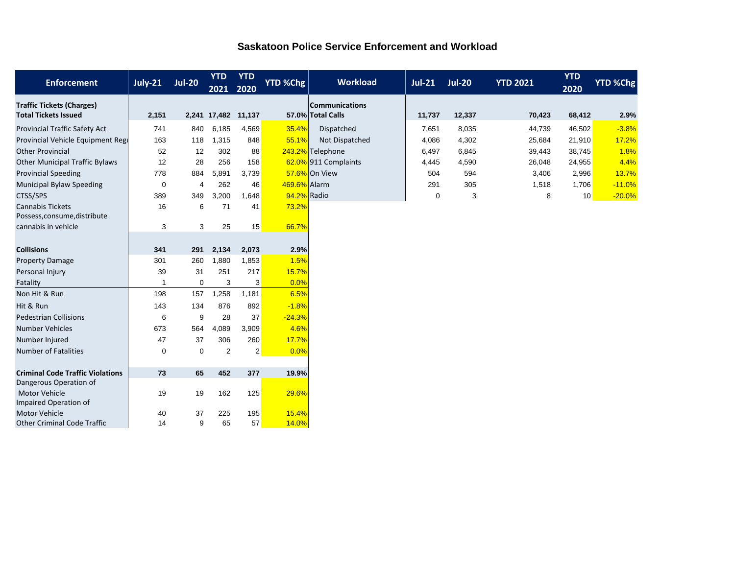# Saskatoon Police Service Enforcement and Workload

| Enforcement | July-21 | Jul-20 | YTD 2021 | YTD 2020 | YTD %Chg |
|---|---|---|---|---|---|
| **Traffic Tickets (Charges)** | | | | | |
| **Total Tickets Issued** | **2,151** | **2,241** | **17,482** | **11,137** | **57.0%** |
| Provincial Traffic Safety Act | 741 | 840 | 6,185 | 4,569 | 35.4% |
| Provincial Vehicle Equipment Regu | 163 | 118 | 1,315 | 848 | 55.1% |
| Other Provincial | 52 | 12 | 302 | 88 | 243.2% |
| Other Municipal Traffic Bylaws | 12 | 28 | 256 | 158 | 62.0% |
| Provincial Speeding | 778 | 884 | 5,891 | 3,739 | 57.6% |
| Municipal Bylaw Speeding | 0 | 4 | 262 | 46 | 469.6% |
| CTSS/SPS | 389 | 349 | 3,200 | 1,648 | 94.2% |
| Cannabis Tickets | 16 | 6 | 71 | 41 | 73.2% |
| Possess,consume,distribute cannabis in vehicle | 3 | 3 | 25 | 15 | 66.7% |
| | | | | | |
| **Collisions** | **341** | **291** | **2,134** | **2,073** | **2.9%** |
| Property Damage | 301 | 260 | 1,880 | 1,853 | 1.5% |
| Personal Injury | 39 | 31 | 251 | 217 | 15.7% |
| Fatality | 1 | 0 | 3 | 3 | 0.0% |
| Non Hit & Run | 198 | 157 | 1,258 | 1,181 | 6.5% |
| Hit & Run | 143 | 134 | 876 | 892 | -1.8% |
| Pedestrian Collisions | 6 | 9 | 28 | 37 | -24.3% |
| Number Vehicles | 673 | 564 | 4,089 | 3,909 | 4.6% |
| Number Injured | 47 | 37 | 306 | 260 | 17.7% |
| Number of Fatalities | 0 | 0 | 2 | 2 | 0.0% |
| | | | | | |
| **Criminal Code Traffic Violations** | **73** | **65** | **452** | **377** | **19.9%** |
| Dangerous Operation of Motor Vehicle | 19 | 19 | 162 | 125 | 29.6% |
| Impaired Operation of Motor Vehicle | 40 | 37 | 225 | 195 | 15.4% |
| Other Criminal Code Traffic | 14 | 9 | 65 | 57 | 14.0% |

| Workload | Jul-21 | Jul-20 | YTD 2021 | YTD 2020 | YTD %Chg |
|---|---|---|---|---|---|
| **Communications** | | | | | |
| **Total Calls** | **11,737** | **12,337** | **70,423** | **68,412** | **2.9%** |
| Dispatched | 7,651 | 8,035 | 44,739 | 46,502 | -3.8% |
| Not Dispatched | 4,086 | 4,302 | 25,684 | 21,910 | 17.2% |
| Telephone | 6,497 | 6,845 | 39,443 | 38,745 | 1.8% |
| 911 Complaints | 4,445 | 4,590 | 26,048 | 24,955 | 4.4% |
| On View | 504 | 594 | 3,406 | 2,996 | 13.7% |
| Alarm | 291 | 305 | 1,518 | 1,706 | -11.0% |
| Radio | 0 | 3 | 8 | 10 | -20.0% |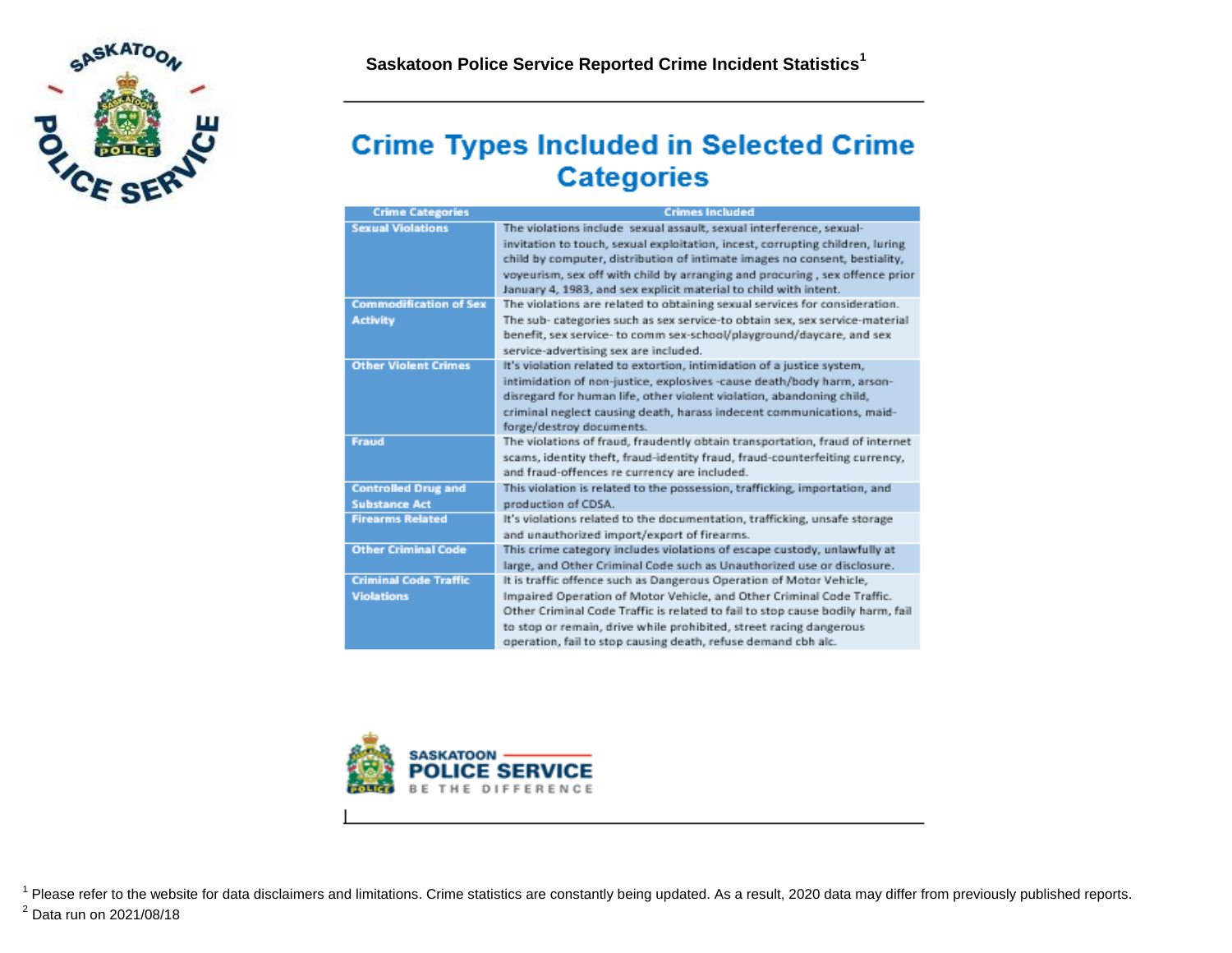**Saskatoon Police Service Reported Crime Incident Statistics[1]**

# Crime Types Included in Selected Crime Categories

| Crime Categories | Crimes Included |
|---|---|
| Sexual Violations | The violations include sexual assault, sexual interference, sexual-invitation to touch, sexual exploitation, incest, corrupting children, luring child by computer, distribution of intimate images no consent, bestiality, voyeurism, sex off with child by arranging and procuring , sex offence prior January 4, 1983, and sex explicit material to child with intent. |
| Commodification of Sex Activity | The violations are related to obtaining sexual services for consideration. The sub- categories such as sex service-to obtain sex, sex service-material benefit, sex service- to comm sex-school/playground/daycare, and sex service-advertising sex are included. |
| Other Violent Crimes | It's violation related to extortion, intimidation of a justice system, intimidation of non-justice, explosives -cause death/body harm, arson-disregard for human life, other violent violation, abandoning child, criminal neglect causing death, harass indecent communications, maid-forge/destroy documents. |
| Fraud | The violations of fraud, fraudently obtain transportation, fraud of internet scams, identity theft, fraud-identity fraud, fraud-counterfeiting currency, and fraud-offences re currency are included. |
| Controlled Drug and Substance Act | This violation is related to the possession, trafficking, importation, and production of CDSA. |
| Firearms Related | It's violations related to the documentation, trafficking, unsafe storage and unauthorized import/export of firearms. |
| Other Criminal Code | This crime category includes violations of escape custody, unlawfully at large, and Other Criminal Code such as Unauthorized use or disclosure. |
| Criminal Code Traffic Violations | It is traffic offence such as Dangerous Operation of Motor Vehicle, Impaired Operation of Motor Vehicle, and Other Criminal Code Traffic. Other Criminal Code Traffic is related to fail to stop cause bodily harm, fail to stop or remain, drive while prohibited, street racing dangerous operation, fail to stop causing death, refuse demand cbh alc. |

SASKATOON POLICE SERVICE
BE THE DIFFERENCE

[1] Please refer to the website for data disclaimers and limitations. Crime statistics are constantly being updated. As a result, 2020 data may differ from previously published reports.
[2] Data run on 2021/08/18